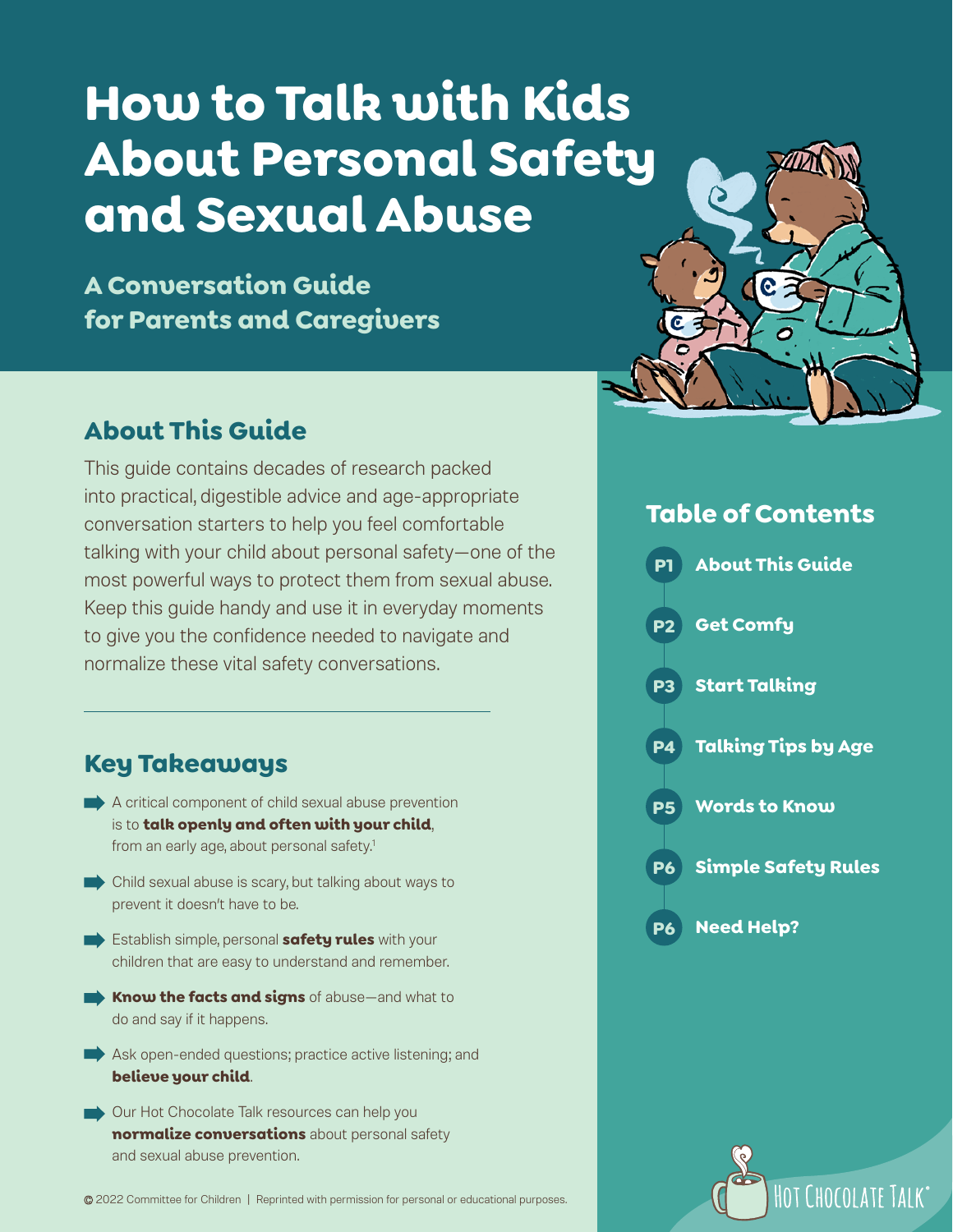# How to Talk with Kids About Personal Safety and Sexual Abuse

### A Conversation Guide for Parents and Caregivers

## About This Guide

This guide contains decades of research packed into practical, digestible advice and age-appropriate conversation starters to help you feel comfortable talking with your child about personal safety—one of the most powerful ways to protect them from sexual abuse. Keep this guide handy and use it in everyday moments to give you the confidence needed to navigate and normalize these vital safety conversations.

## Key Takeaways

- A critical component of child sexual abuse prevention is to **talk openly and often with your child**, from an early age, about personal safety.[1]
- Child sexual abuse is scary, but talking about ways to prevent it doesn't have to be.
- Establish simple, personal **safety rules** with your children that are easy to understand and remember.
- **Know the facts and signs** of abuse—and what to do and say if it happens.
- Ask open-ended questions; practice active listening; and **believe your child**.
- Our Hot Chocolate Talk resources can help you **normalize conversations** about personal safety and sexual abuse prevention.

## Table of Contents

- P1 About This Guide
- P2 Get Comfy
- P3 Start Talking
- P4 Talking Tips by Age
- P5 Words to Know
- P6 Simple Safety Rules
- P6 Need Help?

© 2022 Committee for Children | Reprinted with permission for personal or educational purposes.

Hot Chocolate Talk®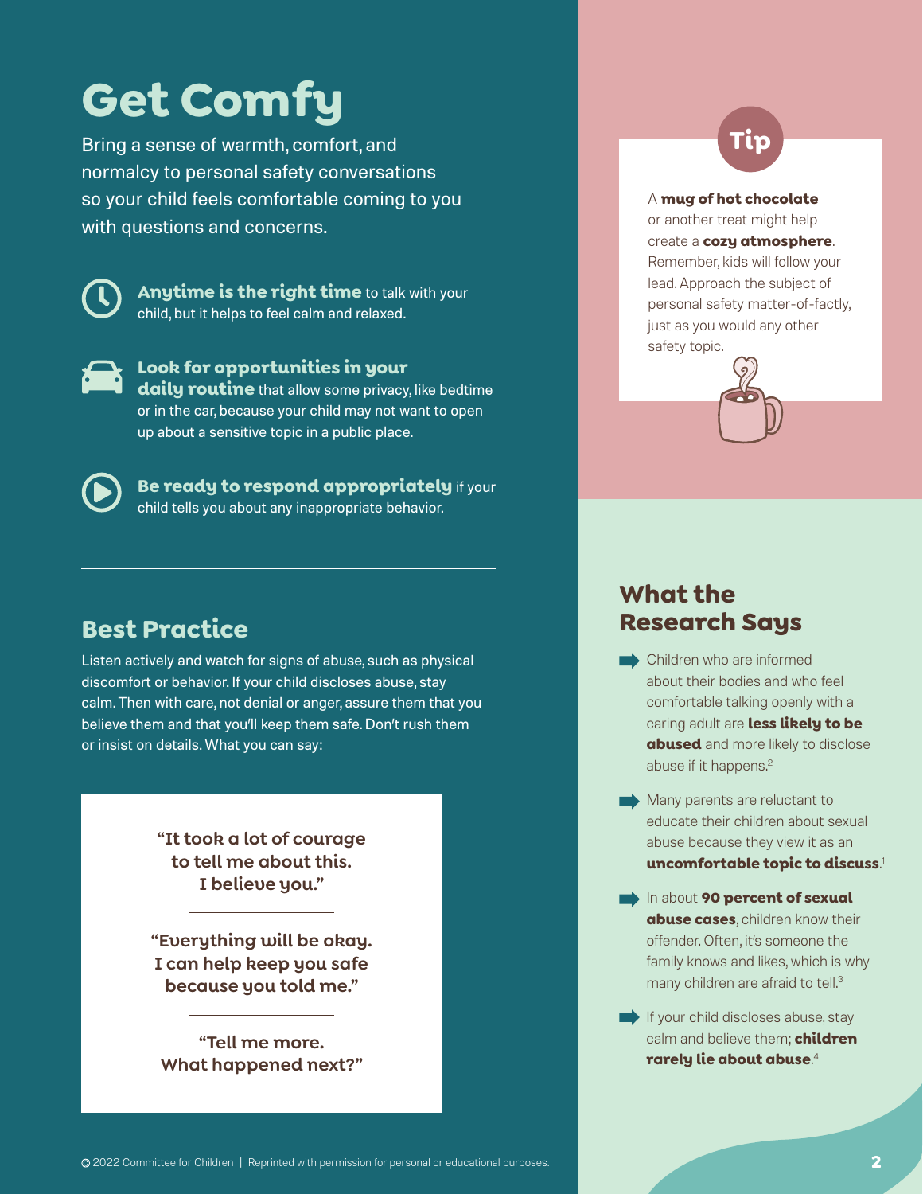# Get Comfy

Bring a sense of warmth, comfort, and normalcy to personal safety conversations so your child feels comfortable coming to you with questions and concerns.

**Anytime is the right time** to talk with your child, but it helps to feel calm and relaxed.

**Look for opportunities in your daily routine** that allow some privacy, like bedtime or in the car, because your child may not want to open up about a sensitive topic in a public place.

**Be ready to respond appropriately** if your child tells you about any inappropriate behavior.

## Best Practice

Listen actively and watch for signs of abuse, such as physical discomfort or behavior. If your child discloses abuse, stay calm. Then with care, not denial or anger, assure them that you believe them and that you'll keep them safe. Don't rush them or insist on details. What you can say:

"It took a lot of courage to tell me about this. I believe you."

"Everything will be okay. I can help keep you safe because you told me."

"Tell me more. What happened next?"

## Tip

A **mug of hot chocolate** or another treat might help create a **cozy atmosphere**. Remember, kids will follow your lead. Approach the subject of personal safety matter-of-factly, just as you would any other safety topic.

## What the Research Says

- Children who are informed about their bodies and who feel comfortable talking openly with a caring adult are **less likely to be abused** and more likely to disclose abuse if it happens.[2]
- Many parents are reluctant to educate their children about sexual abuse because they view it as an **uncomfortable topic to discuss**.[1]
- In about **90 percent of sexual abuse cases**, children know their offender. Often, it's someone the family knows and likes, which is why many children are afraid to tell.[3]
- If your child discloses abuse, stay calm and believe them; **children rarely lie about abuse**.[4]

© 2022 Committee for Children | Reprinted with permission for personal or educational purposes.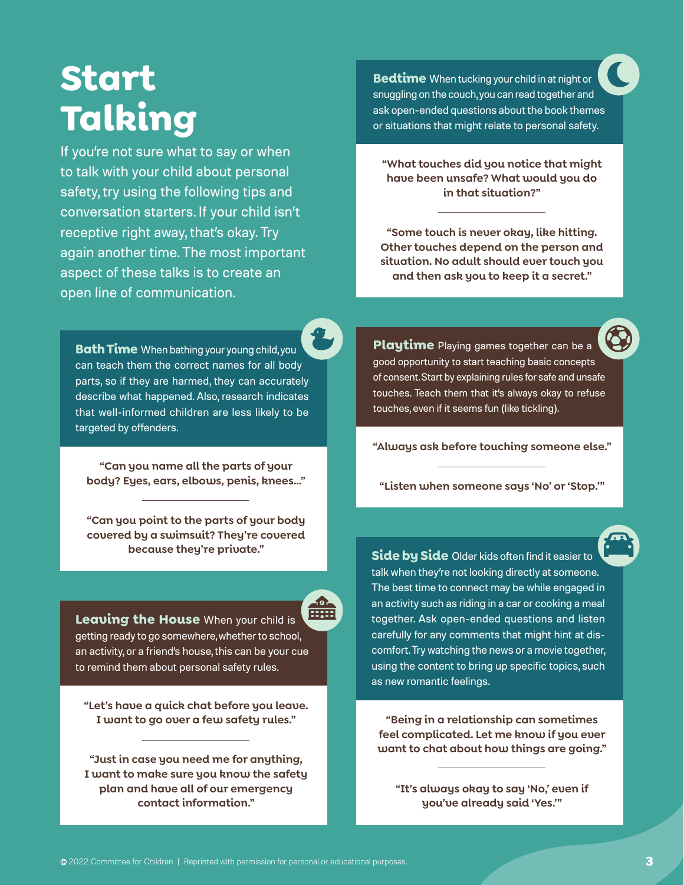# Start Talking

If you're not sure what to say or when to talk with your child about personal safety, try using the following tips and conversation starters. If your child isn't receptive right away, that's okay. Try again another time. The most important aspect of these talks is to create an open line of communication.

## Bath Time

When bathing your young child, you can teach them the correct names for all body parts, so if they are harmed, they can accurately describe what happened. Also, research indicates that well-informed children are less likely to be targeted by offenders.

**"Can you name all the parts of your body? Eyes, ears, elbows, penis, knees..."**

**"Can you point to the parts of your body covered by a swimsuit? They're covered because they're private."**

## Leaving the House

When your child is getting ready to go somewhere, whether to school, an activity, or a friend's house, this can be your cue to remind them about personal safety rules.

**"Let's have a quick chat before you leave. I want to go over a few safety rules."**

**"Just in case you need me for anything, I want to make sure you know the safety plan and have all of our emergency contact information."**

## Bedtime

When tucking your child in at night or snuggling on the couch, you can read together and ask open-ended questions about the book themes or situations that might relate to personal safety.

**"What touches did you notice that might have been unsafe? What would you do in that situation?"**

**"Some touch is never okay, like hitting. Other touches depend on the person and situation. No adult should ever touch you and then ask you to keep it a secret."**

## Playtime

Playing games together can be a good opportunity to start teaching basic concepts of consent. Start by explaining rules for safe and unsafe touches. Teach them that it's always okay to refuse touches, even if it seems fun (like tickling).

**"Always ask before touching someone else."**

**"Listen when someone says 'No' or 'Stop.'"**

## Side by Side

Older kids often find it easier to talk when they're not looking directly at someone. The best time to connect may be while engaged in an activity such as riding in a car or cooking a meal together. Ask open-ended questions and listen carefully for any comments that might hint at discomfort. Try watching the news or a movie together, using the content to bring up specific topics, such as new romantic feelings.

**"Being in a relationship can sometimes feel complicated. Let me know if you ever want to chat about how things are going."**

**"It's always okay to say 'No,' even if you've already said 'Yes.'"**

© 2022 Committee for Children | Reprinted with permission for personal or educational purposes.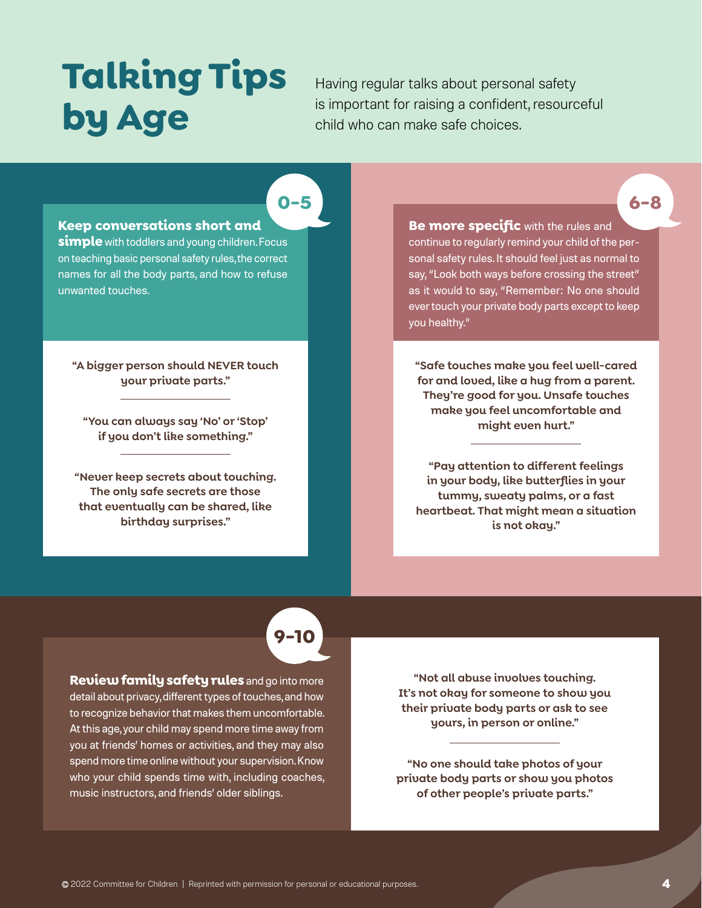# Talking Tips by Age

Having regular talks about personal safety is important for raising a confident, resourceful child who can make safe choices.

## 0–5

**Keep conversations short and simple** with toddlers and young children. Focus on teaching basic personal safety rules, the correct names for all the body parts, and how to refuse unwanted touches.

"A bigger person should NEVER touch your private parts."

---

"You can always say 'No' or 'Stop' if you don't like something."

---

"Never keep secrets about touching. The only safe secrets are those that eventually can be shared, like birthday surprises."

## 6–8

**Be more specific** with the rules and continue to regularly remind your child of the personal safety rules. It should feel just as normal to say, "Look both ways before crossing the street" as it would to say, "Remember: No one should ever touch your private body parts except to keep you healthy."

"Safe touches make you feel well-cared for and loved, like a hug from a parent. They're good for you. Unsafe touches make you feel uncomfortable and might even hurt."

---

"Pay attention to different feelings in your body, like butterflies in your tummy, sweaty palms, or a fast heartbeat. That might mean a situation is not okay."

## 9–10

**Review family safety rules** and go into more detail about privacy, different types of touches, and how to recognize behavior that makes them uncomfortable. At this age, your child may spend more time away from you at friends' homes or activities, and they may also spend more time online without your supervision. Know who your child spends time with, including coaches, music instructors, and friends' older siblings.

"Not all abuse involves touching. It's not okay for someone to show you their private body parts or ask to see yours, in person or online."

---

"No one should take photos of your private body parts or show you photos of other people's private parts."

© 2022 Committee for Children | Reprinted with permission for personal or educational purposes.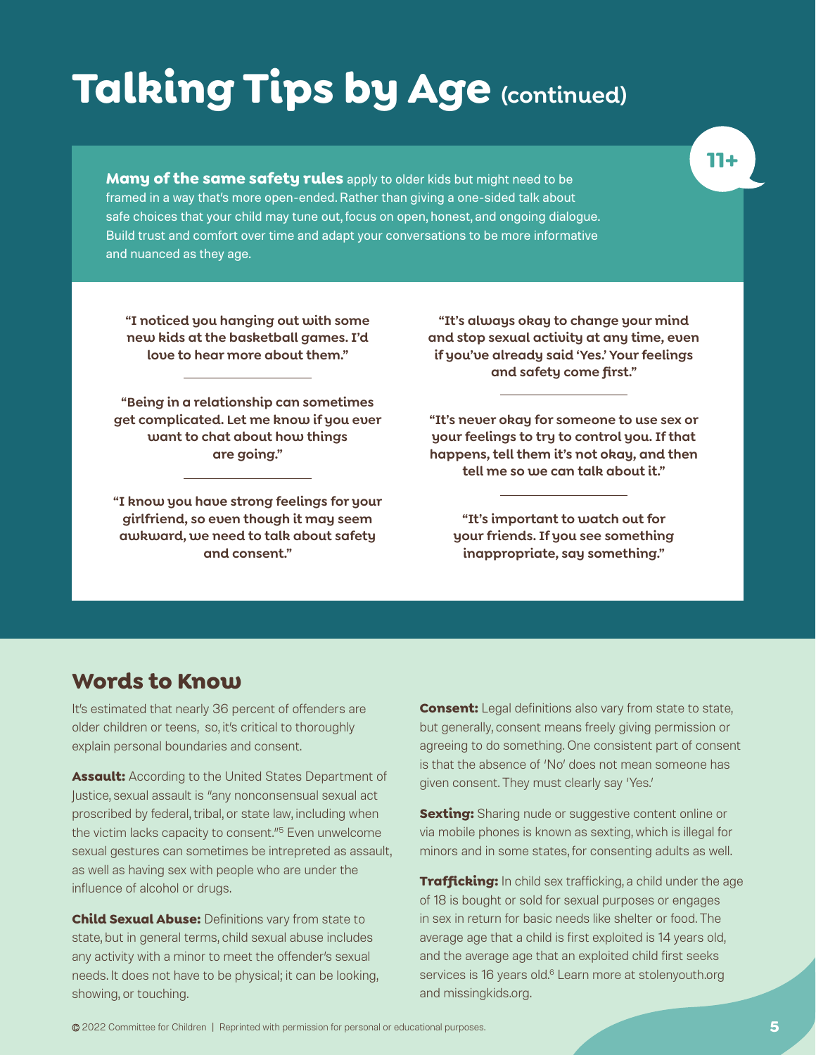# Talking Tips by Age (continued)

**11+**

**Many of the same safety rules** apply to older kids but might need to be framed in a way that's more open-ended. Rather than giving a one-sided talk about safe choices that your child may tune out, focus on open, honest, and ongoing dialogue. Build trust and comfort over time and adapt your conversations to be more informative and nuanced as they age.

**"I noticed you hanging out with some new kids at the basketball games. I'd love to hear more about them."**

**"Being in a relationship can sometimes get complicated. Let me know if you ever want to chat about how things are going."**

**"I know you have strong feelings for your girlfriend, so even though it may seem awkward, we need to talk about safety and consent."**

**"It's always okay to change your mind and stop sexual activity at any time, even if you've already said 'Yes.' Your feelings and safety come first."**

**"It's never okay for someone to use sex or your feelings to try to control you. If that happens, tell them it's not okay, and then tell me so we can talk about it."**

**"It's important to watch out for your friends. If you see something inappropriate, say something."**

## Words to Know

It's estimated that nearly 36 percent of offenders are older children or teens, so, it's critical to thoroughly explain personal boundaries and consent.

**Assault:** According to the United States Department of Justice, sexual assault is "any nonconsensual sexual act proscribed by federal, tribal, or state law, including when the victim lacks capacity to consent."[5] Even unwelcome sexual gestures can sometimes be intrepreted as assault, as well as having sex with people who are under the influence of alcohol or drugs.

**Child Sexual Abuse:** Definitions vary from state to state, but in general terms, child sexual abuse includes any activity with a minor to meet the offender's sexual needs. It does not have to be physical; it can be looking, showing, or touching.

**Consent:** Legal definitions also vary from state to state, but generally, consent means freely giving permission or agreeing to do something. One consistent part of consent is that the absence of 'No' does not mean someone has given consent. They must clearly say 'Yes.'

**Sexting:** Sharing nude or suggestive content online or via mobile phones is known as sexting, which is illegal for minors and in some states, for consenting adults as well.

**Trafficking:** In child sex trafficking, a child under the age of 18 is bought or sold for sexual purposes or engages in sex in return for basic needs like shelter or food. The average age that a child is first exploited is 14 years old, and the average age that an exploited child first seeks services is 16 years old.[6] Learn more at stolenyouth.org and missingkids.org.

© 2022 Committee for Children | Reprinted with permission for personal or educational purposes.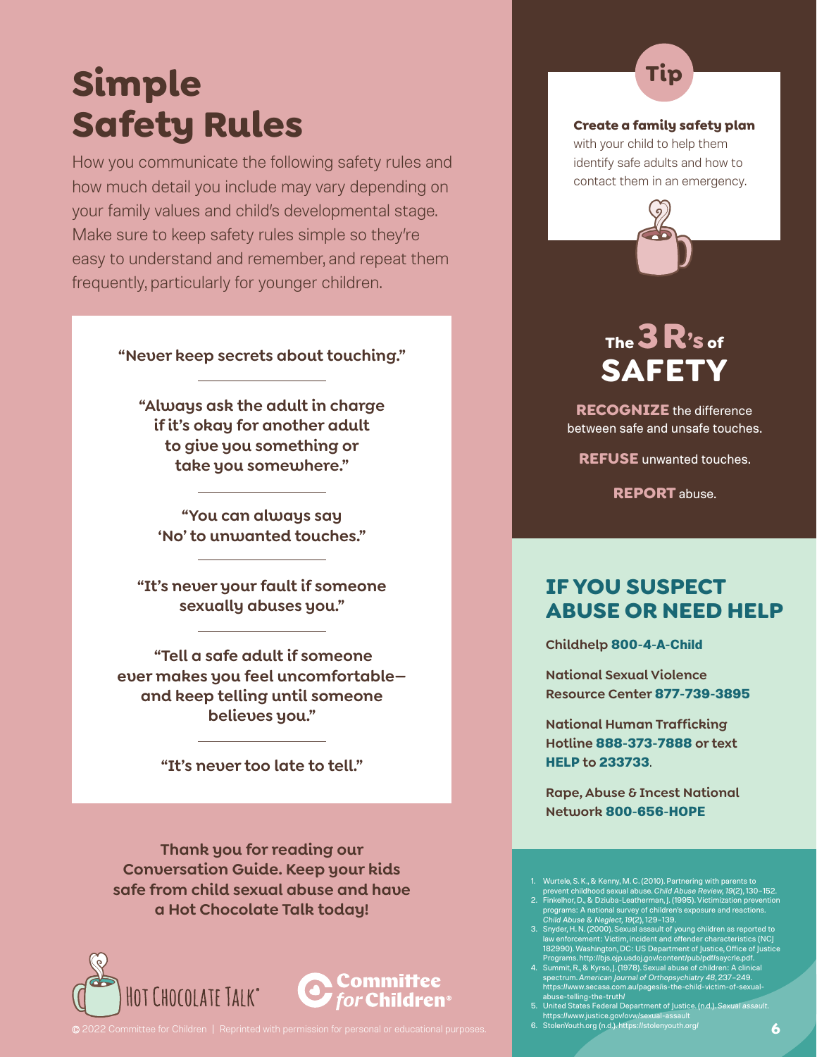# Simple Safety Rules

How you communicate the following safety rules and how much detail you include may vary depending on your family values and child's developmental stage. Make sure to keep safety rules simple so they're easy to understand and remember, and repeat them frequently, particularly for younger children.

"Never keep secrets about touching."

"Always ask the adult in charge if it's okay for another adult to give you something or take you somewhere."

"You can always say 'No' to unwanted touches."

"It's never your fault if someone sexually abuses you."

"Tell a safe adult if someone ever makes you feel uncomfortable—and keep telling until someone believes you."

"It's never too late to tell."

**Thank you for reading our Conversation Guide. Keep your kids safe from child sexual abuse and have a Hot Chocolate Talk today!**

HOT CHOCOLATE TALK®

Committee for Children®

© 2022 Committee for Children | Reprinted with permission for personal or educational purposes.

## Tip

**Create a family safety plan** with your child to help them identify safe adults and how to contact them in an emergency.

## The 3 R's of SAFETY

**RECOGNIZE** the difference between safe and unsafe touches.

**REFUSE** unwanted touches.

**REPORT** abuse.

## IF YOU SUSPECT ABUSE OR NEED HELP

**Childhelp 800-4-A-Child**

**National Sexual Violence Resource Center 877-739-3895**

**National Human Trafficking Hotline 888-373-7888 or text HELP to 233733.**

**Rape, Abuse & Incest National Network 800-656-HOPE**

1. Wurtele, S. K., & Kenny, M. C. (2010). Partnering with parents to prevent childhood sexual abuse. *Child Abuse Review, 19*(2), 130–152.
2. Finkelhor, D., & Dziuba-Leatherman, J. (1995). Victimization prevention programs: A national survey of children's exposure and reactions. *Child Abuse & Neglect, 19*(2), 129–139.
3. Snyder, H. N. (2000). Sexual assault of young children as reported to law enforcement: Victim, incident and offender characteristics (NCJ 182990). Washington, DC: US Department of Justice, Office of Justice Programs. http://bjs.ojp.usdoj.gov/content/pub/pdf/saycrle.pdf.
4. Summit, R., & Kyrso, J. (1978). Sexual abuse of children: A clinical spectrum. *American Journal of Orthopsychiatry 48*, 237–249. https://www.secasa.com.au/pages/is-the-child-victim-of-sexual-abuse-telling-the-truth/
5. United States Federal Department of Justice. (n.d.). *Sexual assault*. https://www.justice.gov/ovw/sexual-assault
6. StolenYouth.org (n.d.). https://stolenyouth.org/